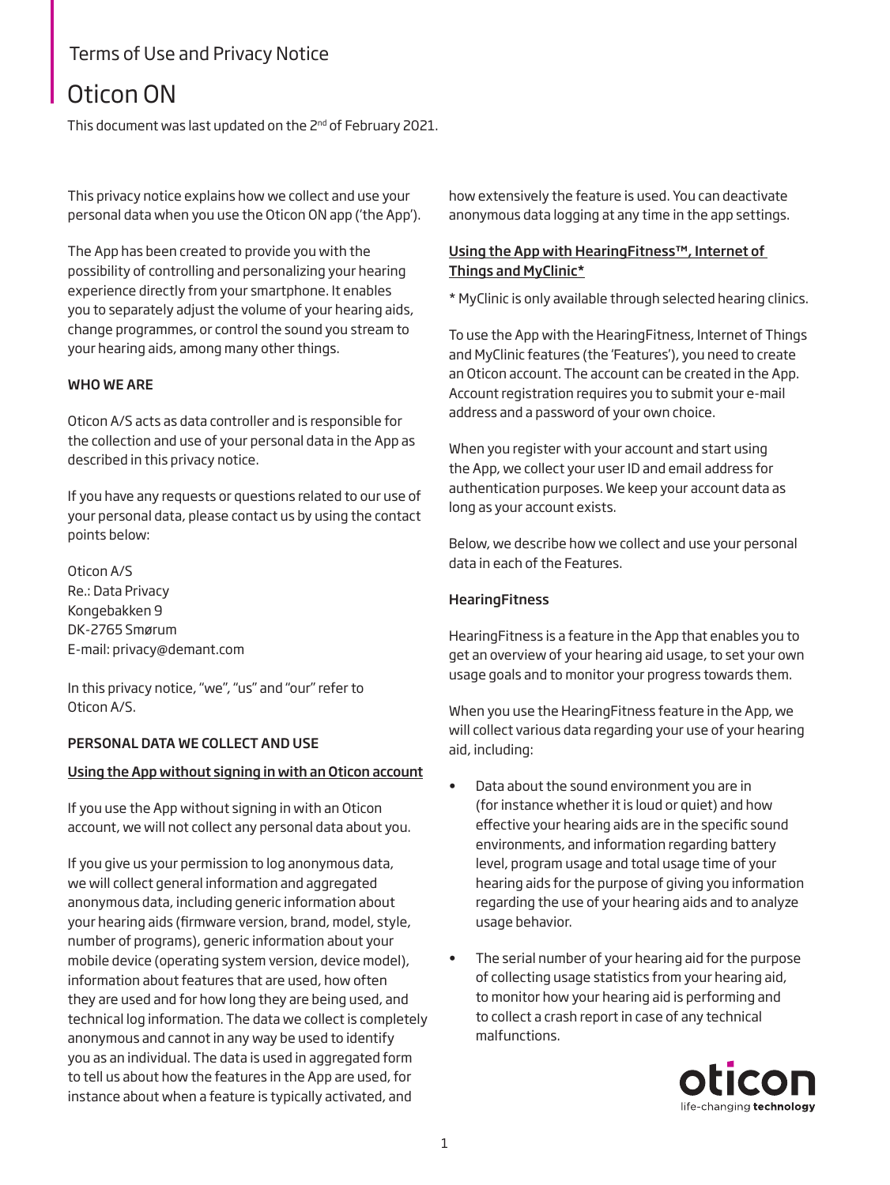Terms of Use and Privacy Notice

# Oticon ON

This document was last updated on the 2nd of February 2021.

This privacy notice explains how we collect and use your personal data when you use the Oticon ON app ('the App').

The App has been created to provide you with the possibility of controlling and personalizing your hearing experience directly from your smartphone. It enables you to separately adjust the volume of your hearing aids, change programmes, or control the sound you stream to your hearing aids, among many other things.

## WHO WE ARE

Oticon A/S acts as data controller and is responsible for the collection and use of your personal data in the App as described in this privacy notice.

If you have any requests or questions related to our use of your personal data, please contact us by using the contact points below:

Oticon A/S
Re.: Data Privacy
Kongebakken 9
DK-2765 Smørum
E-mail: privacy@demant.com

In this privacy notice, "we", "us" and "our" refer to Oticon A/S.

## PERSONAL DATA WE COLLECT AND USE

### Using the App without signing in with an Oticon account

If you use the App without signing in with an Oticon account, we will not collect any personal data about you.

If you give us your permission to log anonymous data, we will collect general information and aggregated anonymous data, including generic information about your hearing aids (firmware version, brand, model, style, number of programs), generic information about your mobile device (operating system version, device model), information about features that are used, how often they are used and for how long they are being used, and technical log information. The data we collect is completely anonymous and cannot in any way be used to identify you as an individual. The data is used in aggregated form to tell us about how the features in the App are used, for instance about when a feature is typically activated, and how extensively the feature is used. You can deactivate anonymous data logging at any time in the app settings.

### Using the App with HearingFitness™, Internet of Things and MyClinic*

* MyClinic is only available through selected hearing clinics.

To use the App with the HearingFitness, Internet of Things and MyClinic features (the 'Features'), you need to create an Oticon account. The account can be created in the App. Account registration requires you to submit your e-mail address and a password of your own choice.

When you register with your account and start using the App, we collect your user ID and email address for authentication purposes. We keep your account data as long as your account exists.

Below, we describe how we collect and use your personal data in each of the Features.

#### HearingFitness

HearingFitness is a feature in the App that enables you to get an overview of your hearing aid usage, to set your own usage goals and to monitor your progress towards them.

When you use the HearingFitness feature in the App, we will collect various data regarding your use of your hearing aid, including:

- Data about the sound environment you are in (for instance whether it is loud or quiet) and how effective your hearing aids are in the specific sound environments, and information regarding battery level, program usage and total usage time of your hearing aids for the purpose of giving you information regarding the use of your hearing aids and to analyze usage behavior.
- The serial number of your hearing aid for the purpose of collecting usage statistics from your hearing aid, to monitor how your hearing aid is performing and to collect a crash report in case of any technical malfunctions.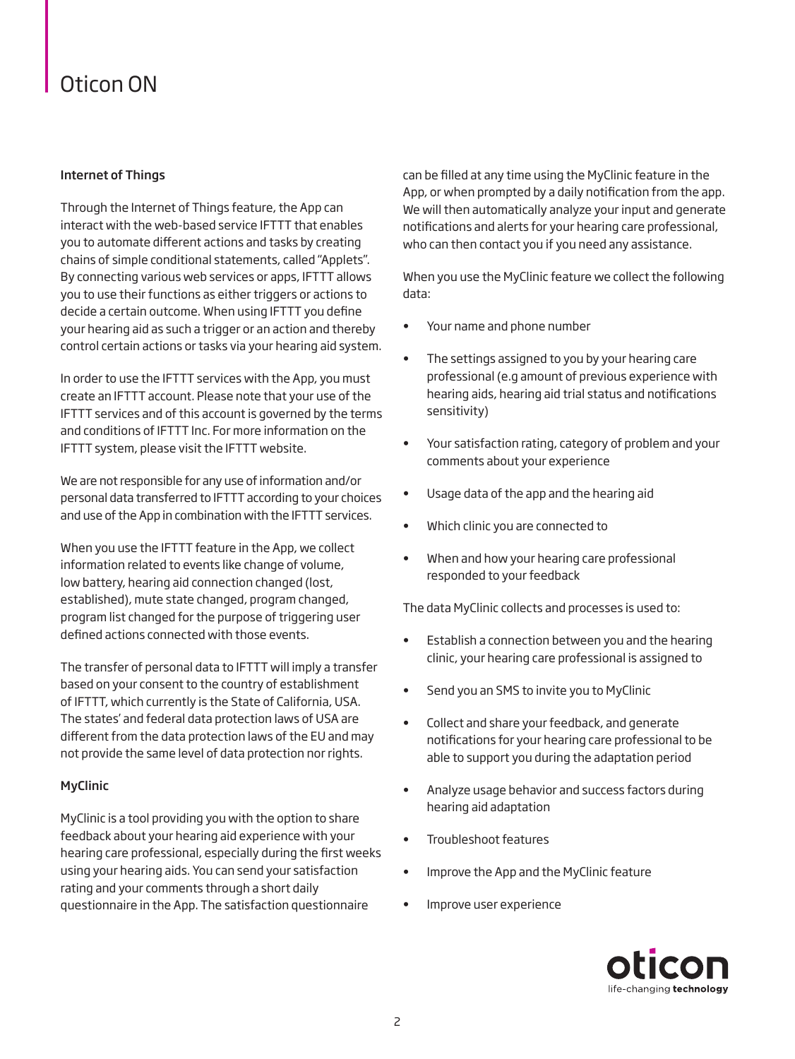### Internet of Things

Through the Internet of Things feature, the App can interact with the web-based service IFTTT that enables you to automate different actions and tasks by creating chains of simple conditional statements, called "Applets". By connecting various web services or apps, IFTTT allows you to use their functions as either triggers or actions to decide a certain outcome. When using IFTTT you define your hearing aid as such a trigger or an action and thereby control certain actions or tasks via your hearing aid system.

In order to use the IFTTT services with the App, you must create an IFTTT account. Please note that your use of the IFTTT services and of this account is governed by the terms and conditions of IFTTT Inc. For more information on the IFTTT system, please visit the IFTTT website.

We are not responsible for any use of information and/or personal data transferred to IFTTT according to your choices and use of the App in combination with the IFTTT services.

When you use the IFTTT feature in the App, we collect information related to events like change of volume, low battery, hearing aid connection changed (lost, established), mute state changed, program changed, program list changed for the purpose of triggering user defined actions connected with those events.

The transfer of personal data to IFTTT will imply a transfer based on your consent to the country of establishment of IFTTT, which currently is the State of California, USA. The states' and federal data protection laws of USA are different from the data protection laws of the EU and may not provide the same level of data protection nor rights.

### MyClinic

MyClinic is a tool providing you with the option to share feedback about your hearing aid experience with your hearing care professional, especially during the first weeks using your hearing aids. You can send your satisfaction rating and your comments through a short daily questionnaire in the App. The satisfaction questionnaire can be filled at any time using the MyClinic feature in the App, or when prompted by a daily notification from the app. We will then automatically analyze your input and generate notifications and alerts for your hearing care professional, who can then contact you if you need any assistance.

When you use the MyClinic feature we collect the following data:

- Your name and phone number
- The settings assigned to you by your hearing care professional (e.g amount of previous experience with hearing aids, hearing aid trial status and notifications sensitivity)
- Your satisfaction rating, category of problem and your comments about your experience
- Usage data of the app and the hearing aid
- Which clinic you are connected to
- When and how your hearing care professional responded to your feedback

The data MyClinic collects and processes is used to:

- Establish a connection between you and the hearing clinic, your hearing care professional is assigned to
- Send you an SMS to invite you to MyClinic
- Collect and share your feedback, and generate notifications for your hearing care professional to be able to support you during the adaptation period
- Analyze usage behavior and success factors during hearing aid adaptation
- Troubleshoot features
- Improve the App and the MyClinic feature
- Improve user experience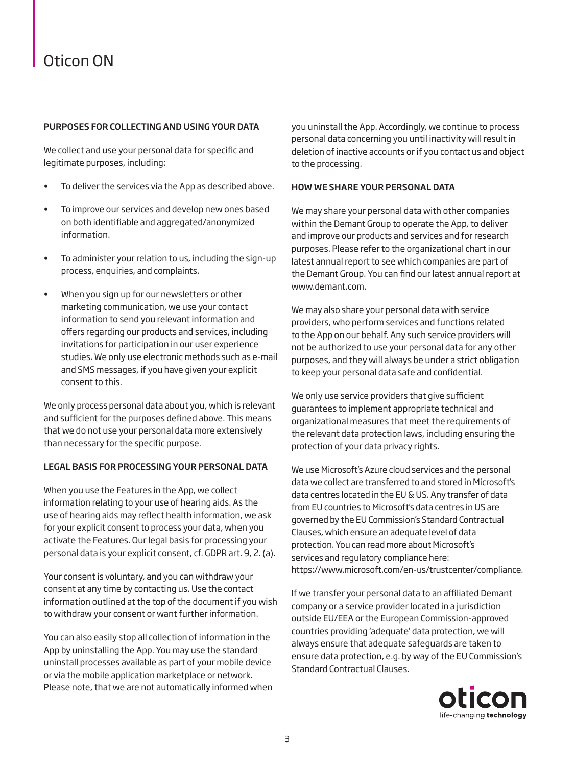### PURPOSES FOR COLLECTING AND USING YOUR DATA

We collect and use your personal data for specific and legitimate purposes, including:

- To deliver the services via the App as described above.
- To improve our services and develop new ones based on both identifiable and aggregated/anonymized information.
- To administer your relation to us, including the sign-up process, enquiries, and complaints.
- When you sign up for our newsletters or other marketing communication, we use your contact information to send you relevant information and offers regarding our products and services, including invitations for participation in our user experience studies. We only use electronic methods such as e-mail and SMS messages, if you have given your explicit consent to this.

We only process personal data about you, which is relevant and sufficient for the purposes defined above. This means that we do not use your personal data more extensively than necessary for the specific purpose.

### LEGAL BASIS FOR PROCESSING YOUR PERSONAL DATA

When you use the Features in the App, we collect information relating to your use of hearing aids. As the use of hearing aids may reflect health information, we ask for your explicit consent to process your data, when you activate the Features. Our legal basis for processing your personal data is your explicit consent, cf. GDPR art. 9, 2. (a).

Your consent is voluntary, and you can withdraw your consent at any time by contacting us. Use the contact information outlined at the top of the document if you wish to withdraw your consent or want further information.

You can also easily stop all collection of information in the App by uninstalling the App. You may use the standard uninstall processes available as part of your mobile device or via the mobile application marketplace or network. Please note, that we are not automatically informed when you uninstall the App. Accordingly, we continue to process personal data concerning you until inactivity will result in deletion of inactive accounts or if you contact us and object to the processing.

### HOW WE SHARE YOUR PERSONAL DATA

We may share your personal data with other companies within the Demant Group to operate the App, to deliver and improve our products and services and for research purposes. Please refer to the organizational chart in our latest annual report to see which companies are part of the Demant Group. You can find our latest annual report at www.demant.com.

We may also share your personal data with service providers, who perform services and functions related to the App on our behalf. Any such service providers will not be authorized to use your personal data for any other purposes, and they will always be under a strict obligation to keep your personal data safe and confidential.

We only use service providers that give sufficient guarantees to implement appropriate technical and organizational measures that meet the requirements of the relevant data protection laws, including ensuring the protection of your data privacy rights.

We use Microsoft's Azure cloud services and the personal data we collect are transferred to and stored in Microsoft's data centres located in the EU & US. Any transfer of data from EU countries to Microsoft's data centres in US are governed by the EU Commission's Standard Contractual Clauses, which ensure an adequate level of data protection. You can read more about Microsoft's services and regulatory compliance here: https://www.microsoft.com/en-us/trustcenter/compliance.

If we transfer your personal data to an affiliated Demant company or a service provider located in a jurisdiction outside EU/EEA or the European Commission-approved countries providing 'adequate' data protection, we will always ensure that adequate safeguards are taken to ensure data protection, e.g. by way of the EU Commission's Standard Contractual Clauses.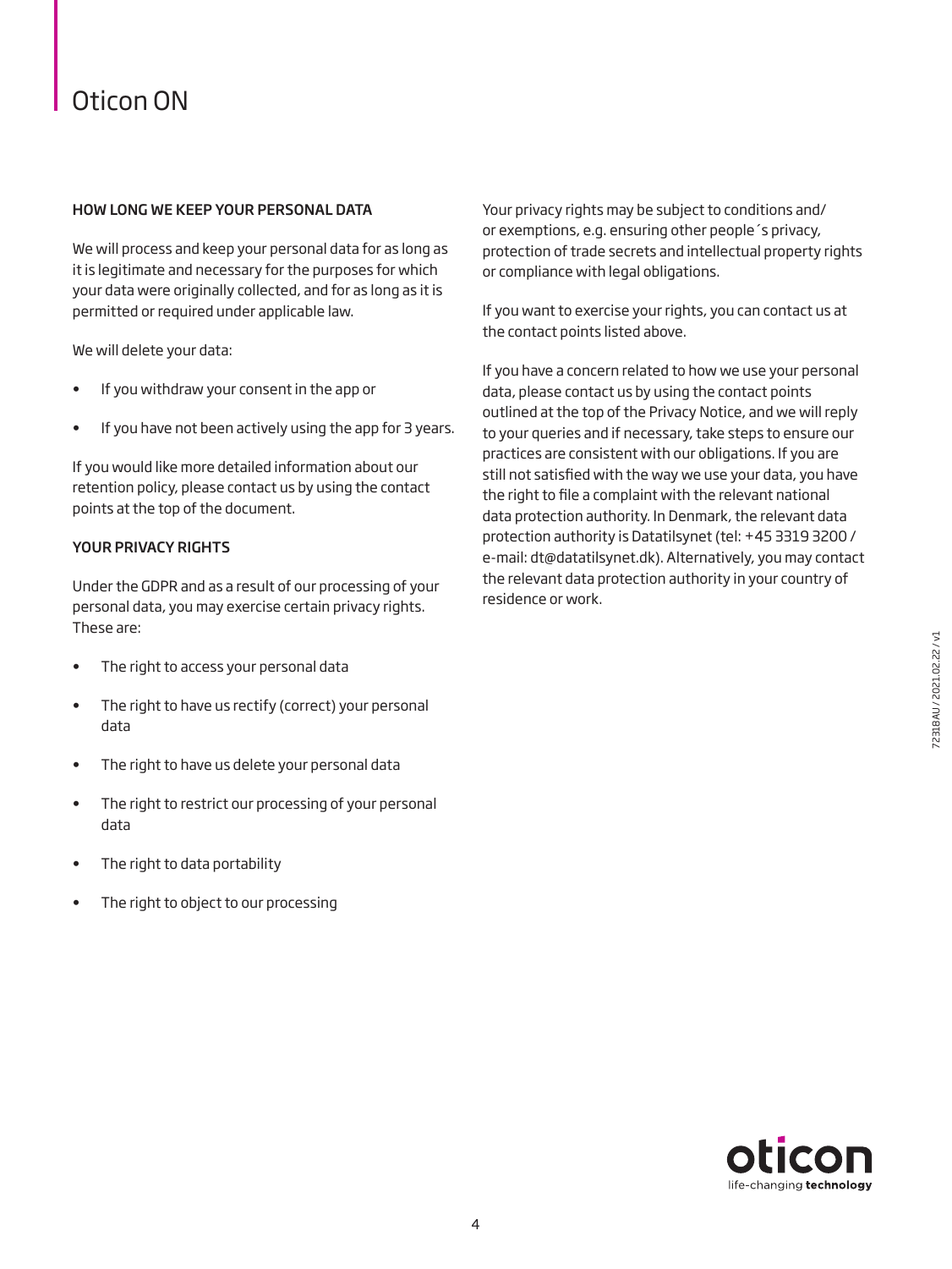## HOW LONG WE KEEP YOUR PERSONAL DATA

We will process and keep your personal data for as long as it is legitimate and necessary for the purposes for which your data were originally collected, and for as long as it is permitted or required under applicable law.

We will delete your data:

- If you withdraw your consent in the app or
- If you have not been actively using the app for 3 years.

If you would like more detailed information about our retention policy, please contact us by using the contact points at the top of the document.

## YOUR PRIVACY RIGHTS

Under the GDPR and as a result of our processing of your personal data, you may exercise certain privacy rights. These are:

- The right to access your personal data
- The right to have us rectify (correct) your personal data
- The right to have us delete your personal data
- The right to restrict our processing of your personal data
- The right to data portability
- The right to object to our processing

Your privacy rights may be subject to conditions and/ or exemptions, e.g. ensuring other people´s privacy, protection of trade secrets and intellectual property rights or compliance with legal obligations.

If you want to exercise your rights, you can contact us at the contact points listed above.

If you have a concern related to how we use your personal data, please contact us by using the contact points outlined at the top of the Privacy Notice, and we will reply to your queries and if necessary, take steps to ensure our practices are consistent with our obligations. If you are still not satisfied with the way we use your data, you have the right to file a complaint with the relevant national data protection authority. In Denmark, the relevant data protection authority is Datatilsynet (tel: +45 3319 3200 / e-mail: dt@datatilsynet.dk). Alternatively, you may contact the relevant data protection authority in your country of residence or work.

72318AU / 2021.02.22 / v1